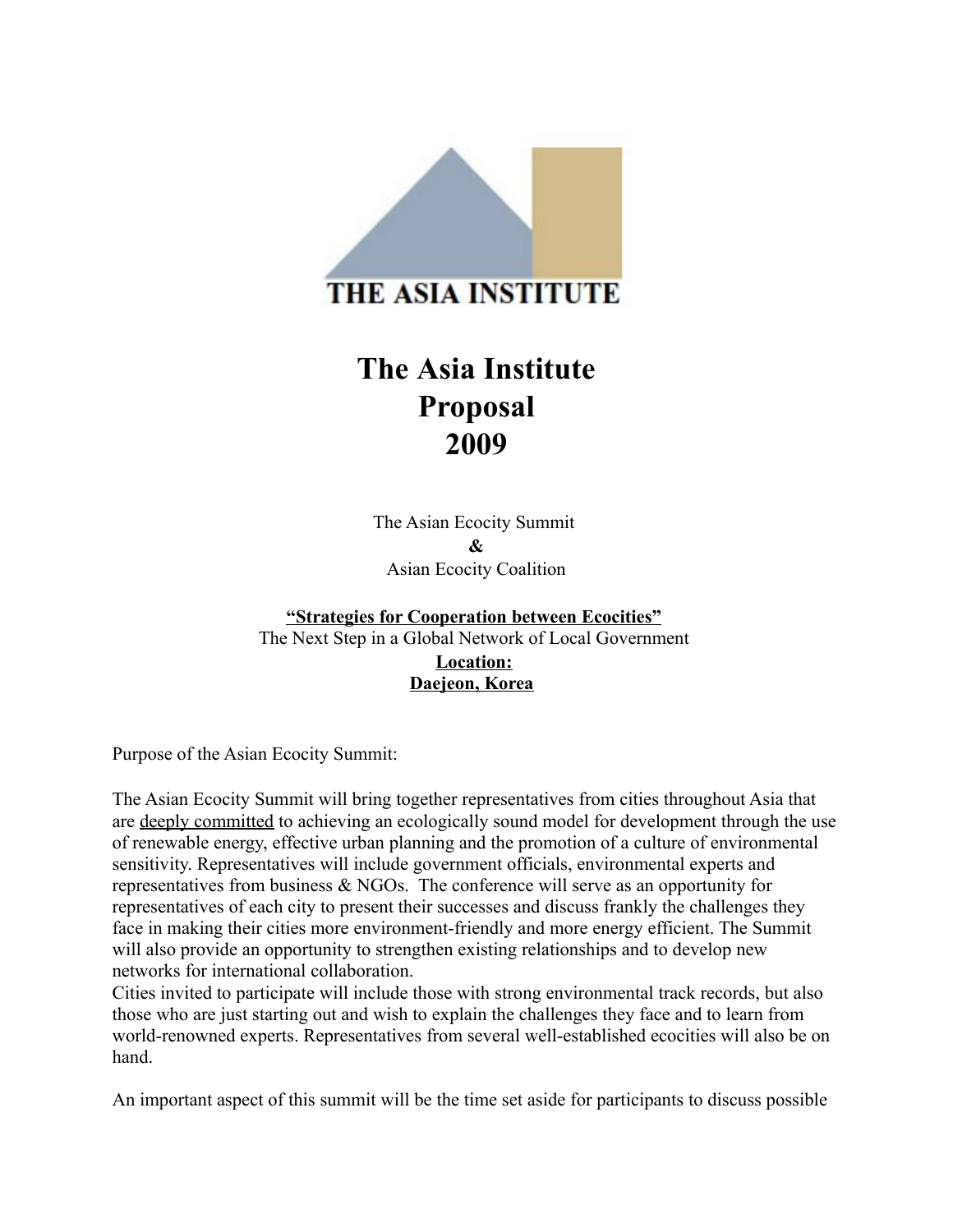THE ASIA INSTITUTE

# The Asia Institute Proposal 2009

The Asian Ecocity Summit
**&**
Asian Ecocity Coalition

**"Strategies for Cooperation between Ecocities"**
The Next Step in a Global Network of Local Government
**Location:**
**Daejeon, Korea**

Purpose of the Asian Ecocity Summit:

The Asian Ecocity Summit will bring together representatives from cities throughout Asia that are deeply committed to achieving an ecologically sound model for development through the use of renewable energy, effective urban planning and the promotion of a culture of environmental sensitivity. Representatives will include government officials, environmental experts and representatives from business & NGOs. The conference will serve as an opportunity for representatives of each city to present their successes and discuss frankly the challenges they face in making their cities more environment-friendly and more energy efficient. The Summit will also provide an opportunity to strengthen existing relationships and to develop new networks for international collaboration.
Cities invited to participate will include those with strong environmental track records, but also those who are just starting out and wish to explain the challenges they face and to learn from world-renowned experts. Representatives from several well-established ecocities will also be on hand.

An important aspect of this summit will be the time set aside for participants to discuss possible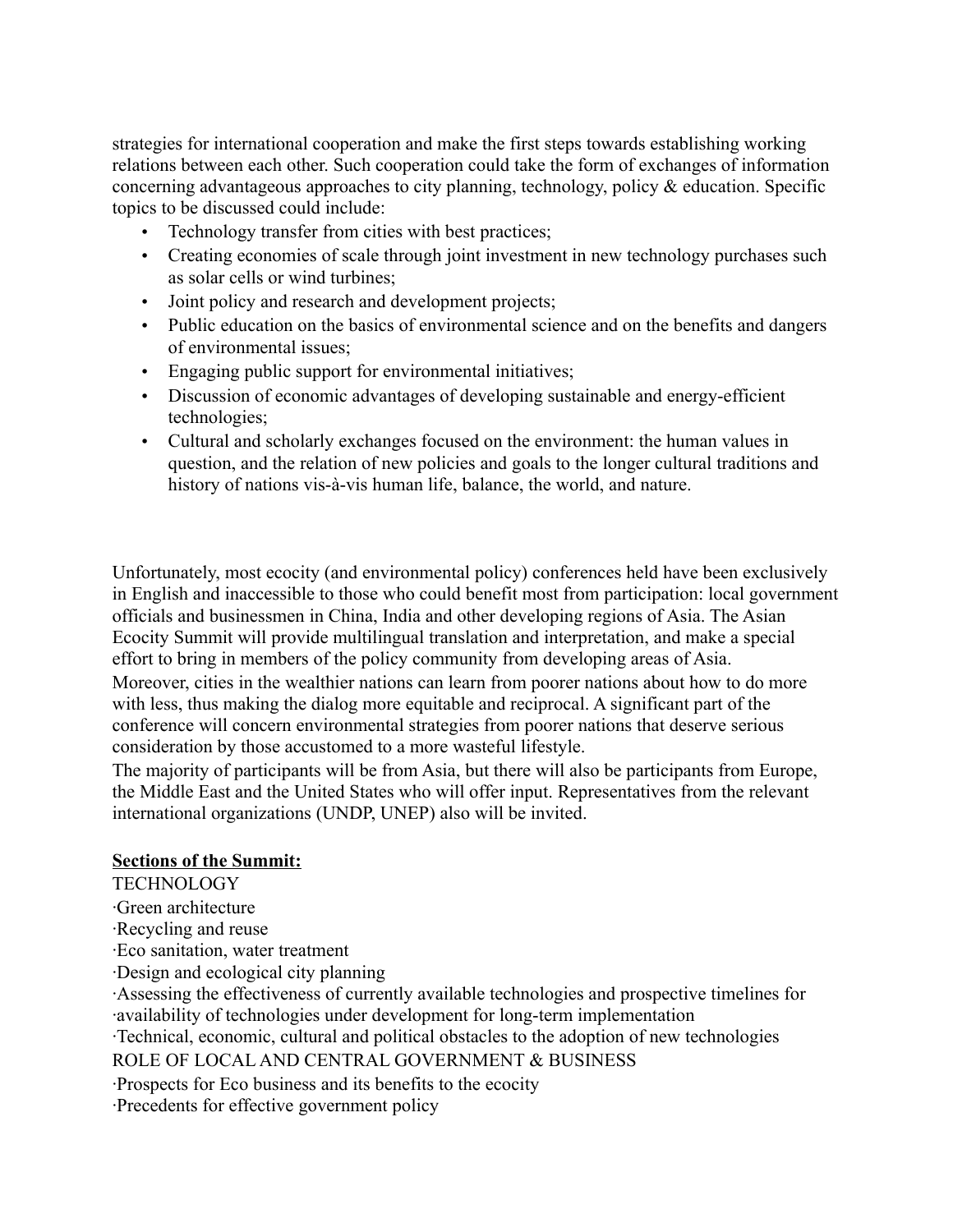strategies for international cooperation and make the first steps towards establishing working relations between each other. Such cooperation could take the form of exchanges of information concerning advantageous approaches to city planning, technology, policy & education. Specific topics to be discussed could include:

- Technology transfer from cities with best practices;
- Creating economies of scale through joint investment in new technology purchases such as solar cells or wind turbines;
- Joint policy and research and development projects;
- Public education on the basics of environmental science and on the benefits and dangers of environmental issues;
- Engaging public support for environmental initiatives;
- Discussion of economic advantages of developing sustainable and energy-efficient technologies;
- Cultural and scholarly exchanges focused on the environment: the human values in question, and the relation of new policies and goals to the longer cultural traditions and history of nations vis-à-vis human life, balance, the world, and nature.

Unfortunately, most ecocity (and environmental policy) conferences held have been exclusively in English and inaccessible to those who could benefit most from participation: local government officials and businessmen in China, India and other developing regions of Asia. The Asian Ecocity Summit will provide multilingual translation and interpretation, and make a special effort to bring in members of the policy community from developing areas of Asia.

Moreover, cities in the wealthier nations can learn from poorer nations about how to do more with less, thus making the dialog more equitable and reciprocal. A significant part of the conference will concern environmental strategies from poorer nations that deserve serious consideration by those accustomed to a more wasteful lifestyle.

The majority of participants will be from Asia, but there will also be participants from Europe, the Middle East and the United States who will offer input. Representatives from the relevant international organizations (UNDP, UNEP) also will be invited.

**Sections of the Summit:**

TECHNOLOGY

·Green architecture
·Recycling and reuse
·Eco sanitation, water treatment
·Design and ecological city planning
·Assessing the effectiveness of currently available technologies and prospective timelines for
·availability of technologies under development for long-term implementation
·Technical, economic, cultural and political obstacles to the adoption of new technologies

ROLE OF LOCAL AND CENTRAL GOVERNMENT & BUSINESS

·Prospects for Eco business and its benefits to the ecocity
·Precedents for effective government policy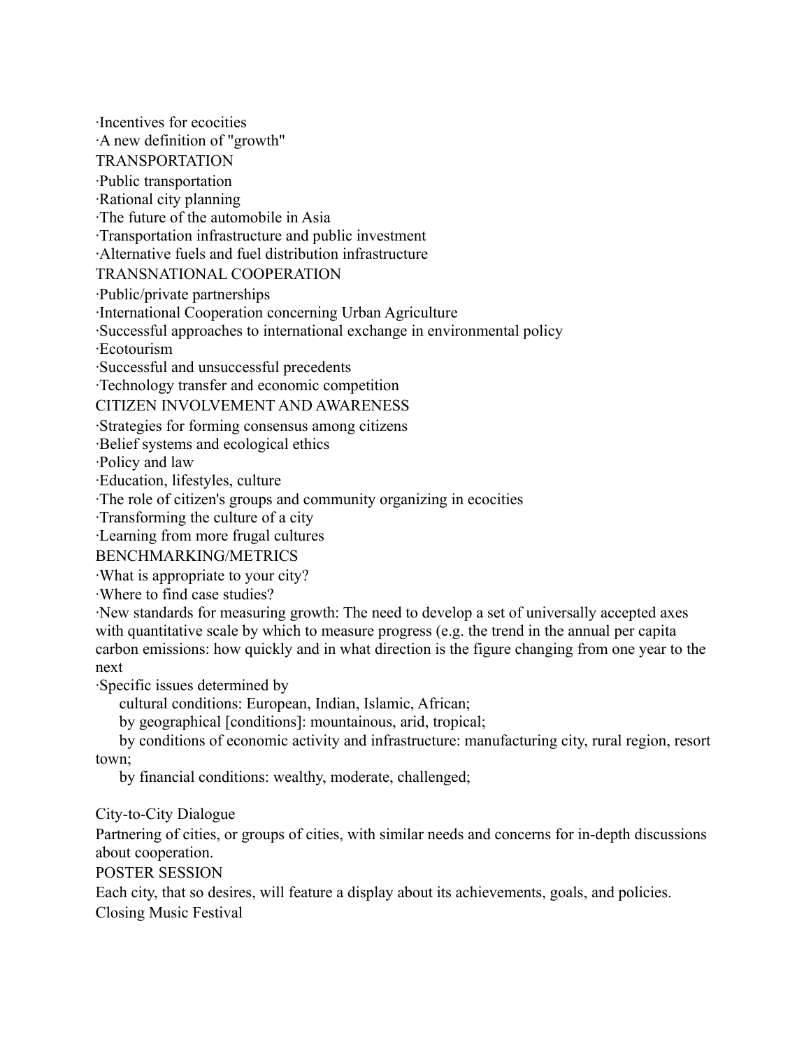·Incentives for ecocities

·A new definition of "growth"

TRANSPORTATION

·Public transportation

·Rational city planning

·The future of the automobile in Asia

·Transportation infrastructure and public investment

·Alternative fuels and fuel distribution infrastructure

TRANSNATIONAL COOPERATION

·Public/private partnerships

·International Cooperation concerning Urban Agriculture

·Successful approaches to international exchange in environmental policy

·Ecotourism

·Successful and unsuccessful precedents

·Technology transfer and economic competition

CITIZEN INVOLVEMENT AND AWARENESS

·Strategies for forming consensus among citizens

·Belief systems and ecological ethics

·Policy and law

·Education, lifestyles, culture

·The role of citizen's groups and community organizing in ecocities

·Transforming the culture of a city

·Learning from more frugal cultures

BENCHMARKING/METRICS

·What is appropriate to your city?

·Where to find case studies?

·New standards for measuring growth: The need to develop a set of universally accepted axes with quantitative scale by which to measure progress (e.g. the trend in the annual per capita carbon emissions: how quickly and in what direction is the figure changing from one year to the next

·Specific issues determined by

cultural conditions: European, Indian, Islamic, African;

by geographical [conditions]: mountainous, arid, tropical;

by conditions of economic activity and infrastructure: manufacturing city, rural region, resort town;

by financial conditions: wealthy, moderate, challenged;

City-to-City Dialogue

Partnering of cities, or groups of cities, with similar needs and concerns for in-depth discussions about cooperation.

POSTER SESSION

Each city, that so desires, will feature a display about its achievements, goals, and policies.

Closing Music Festival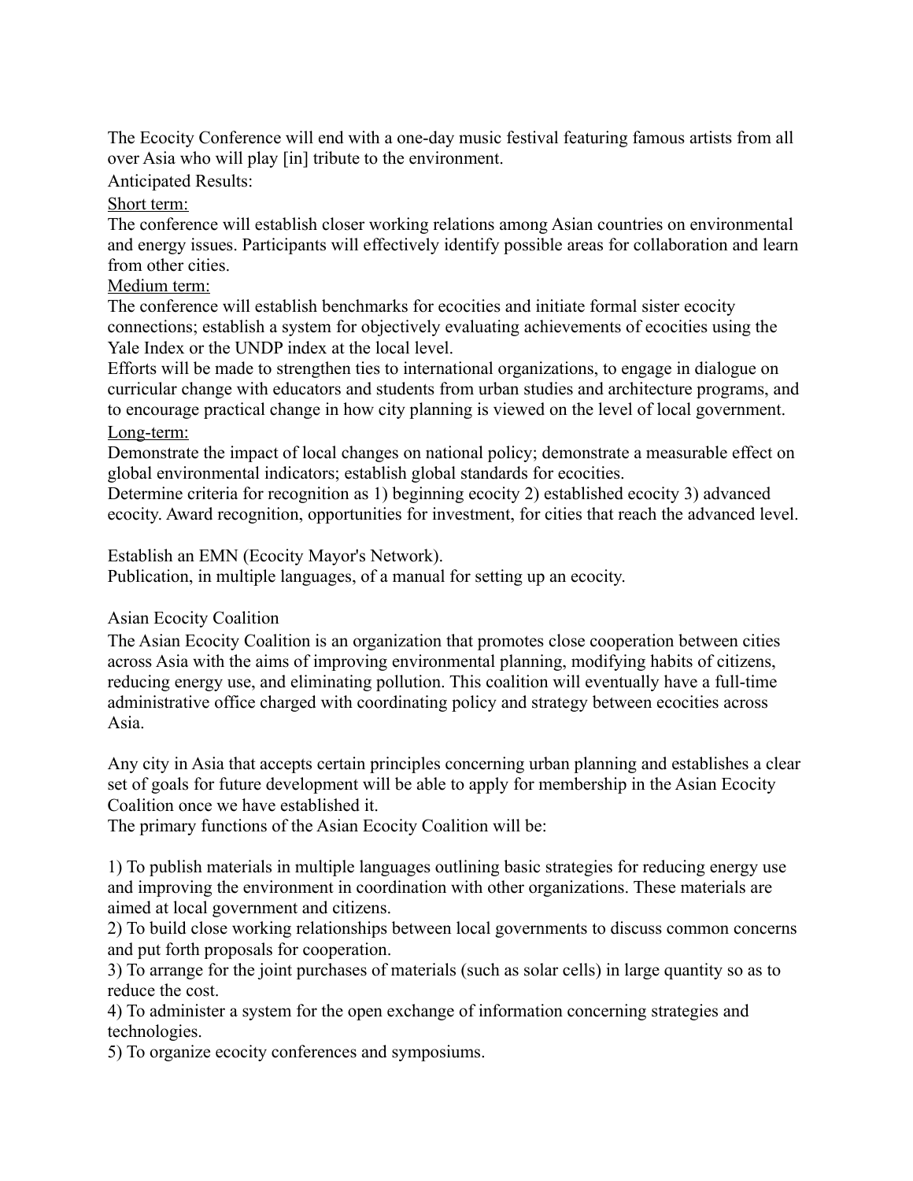The Ecocity Conference will end with a one-day music festival featuring famous artists from all over Asia who will play [in] tribute to the environment.

Anticipated Results:

<u>Short term:</u>

The conference will establish closer working relations among Asian countries on environmental and energy issues. Participants will effectively identify possible areas for collaboration and learn from other cities.

<u>Medium term:</u>

The conference will establish benchmarks for ecocities and initiate formal sister ecocity connections; establish a system for objectively evaluating achievements of ecocities using the Yale Index or the UNDP index at the local level.

Efforts will be made to strengthen ties to international organizations, to engage in dialogue on curricular change with educators and students from urban studies and architecture programs, and to encourage practical change in how city planning is viewed on the level of local government.

<u>Long-term:</u>

Demonstrate the impact of local changes on national policy; demonstrate a measurable effect on global environmental indicators; establish global standards for ecocities.

Determine criteria for recognition as 1) beginning ecocity 2) established ecocity 3) advanced ecocity. Award recognition, opportunities for investment, for cities that reach the advanced level.

Establish an EMN (Ecocity Mayor's Network).

Publication, in multiple languages, of a manual for setting up an ecocity.

Asian Ecocity Coalition

The Asian Ecocity Coalition is an organization that promotes close cooperation between cities across Asia with the aims of improving environmental planning, modifying habits of citizens, reducing energy use, and eliminating pollution. This coalition will eventually have a full-time administrative office charged with coordinating policy and strategy between ecocities across Asia.

Any city in Asia that accepts certain principles concerning urban planning and establishes a clear set of goals for future development will be able to apply for membership in the Asian Ecocity Coalition once we have established it.

The primary functions of the Asian Ecocity Coalition will be:

1) To publish materials in multiple languages outlining basic strategies for reducing energy use and improving the environment in coordination with other organizations. These materials are aimed at local government and citizens.
2) To build close working relationships between local governments to discuss common concerns and put forth proposals for cooperation.
3) To arrange for the joint purchases of materials (such as solar cells) in large quantity so as to reduce the cost.
4) To administer a system for the open exchange of information concerning strategies and technologies.
5) To organize ecocity conferences and symposiums.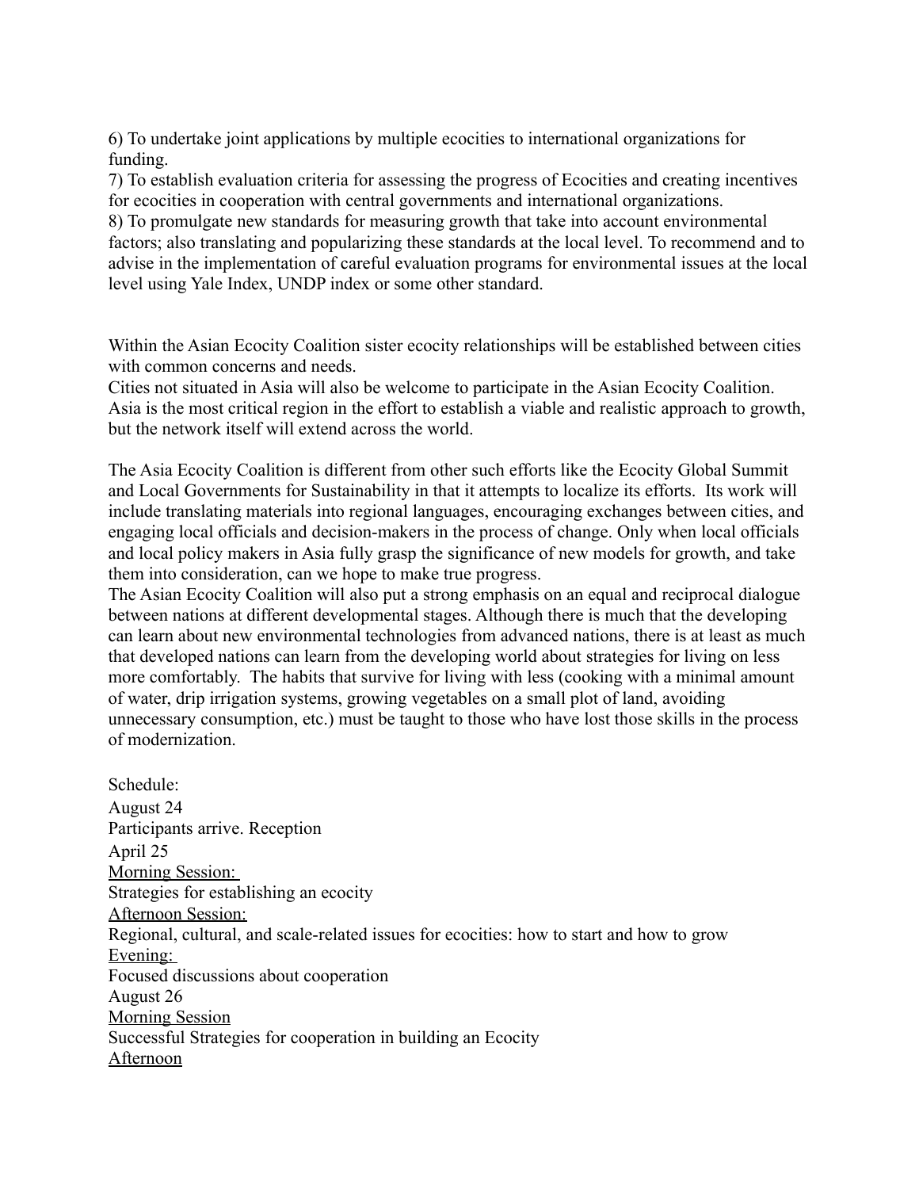6) To undertake joint applications by multiple ecocities to international organizations for funding.
7) To establish evaluation criteria for assessing the progress of Ecocities and creating incentives for ecocities in cooperation with central governments and international organizations.
8) To promulgate new standards for measuring growth that take into account environmental factors; also translating and popularizing these standards at the local level. To recommend and to advise in the implementation of careful evaluation programs for environmental issues at the local level using Yale Index, UNDP index or some other standard.

Within the Asian Ecocity Coalition sister ecocity relationships will be established between cities with common concerns and needs.
Cities not situated in Asia will also be welcome to participate in the Asian Ecocity Coalition. Asia is the most critical region in the effort to establish a viable and realistic approach to growth, but the network itself will extend across the world.

The Asia Ecocity Coalition is different from other such efforts like the Ecocity Global Summit and Local Governments for Sustainability in that it attempts to localize its efforts. Its work will include translating materials into regional languages, encouraging exchanges between cities, and engaging local officials and decision-makers in the process of change. Only when local officials and local policy makers in Asia fully grasp the significance of new models for growth, and take them into consideration, can we hope to make true progress.
The Asian Ecocity Coalition will also put a strong emphasis on an equal and reciprocal dialogue between nations at different developmental stages. Although there is much that the developing can learn about new environmental technologies from advanced nations, there is at least as much that developed nations can learn from the developing world about strategies for living on less more comfortably. The habits that survive for living with less (cooking with a minimal amount of water, drip irrigation systems, growing vegetables on a small plot of land, avoiding unnecessary consumption, etc.) must be taught to those who have lost those skills in the process of modernization.

Schedule:
August 24
Participants arrive. Reception
April 25
Morning Session:
Strategies for establishing an ecocity
Afternoon Session:
Regional, cultural, and scale-related issues for ecocities: how to start and how to grow
Evening:
Focused discussions about cooperation
August 26
Morning Session
Successful Strategies for cooperation in building an Ecocity
Afternoon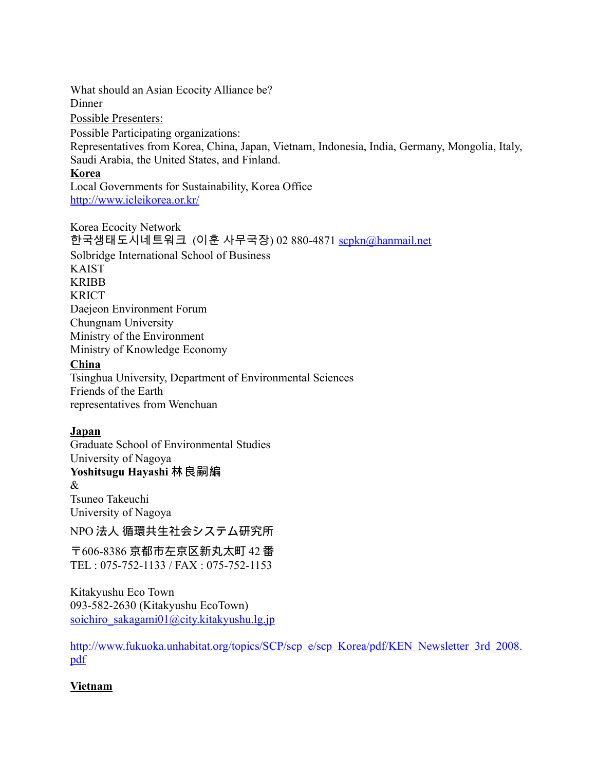What should an Asian Ecocity Alliance be?

Dinner

Possible Presenters:

Possible Participating organizations:

Representatives from Korea, China, Japan, Vietnam, Indonesia, India, Germany, Mongolia, Italy, Saudi Arabia, the United States, and Finland.

**Korea**

Local Governments for Sustainability, Korea Office
http://www.icleikorea.or.kr/

Korea Ecocity Network
한국생태도시네트워크 (이훈 사무국장) 02 880-4871 scpkn@hanmail.net
Solbridge International School of Business
KAIST
KRIBB
KRICT
Daejeon Environment Forum
Chungnam University
Ministry of the Environment
Ministry of Knowledge Economy

**China**

Tsinghua University, Department of Environmental Sciences
Friends of the Earth
representatives from Wenchuan

**Japan**

Graduate School of Environmental Studies
University of Nagoya
**Yoshitsugu Hayashi 林良嗣編**
&
Tsuneo Takeuchi
University of Nagoya

NPO 法人 循環共生社会システム研究所

〒606-8386 京都市左京区新丸太町 42 番
TEL : 075-752-1133 / FAX : 075-752-1153

Kitakyushu Eco Town
093-582-2630 (Kitakyushu EcoTown)
soichiro_sakagami01@city.kitakyushu.lg.jp

http://www.fukuoka.unhabitat.org/topics/SCP/scp_e/scp_Korea/pdf/KEN_Newsletter_3rd_2008.pdf

**Vietnam**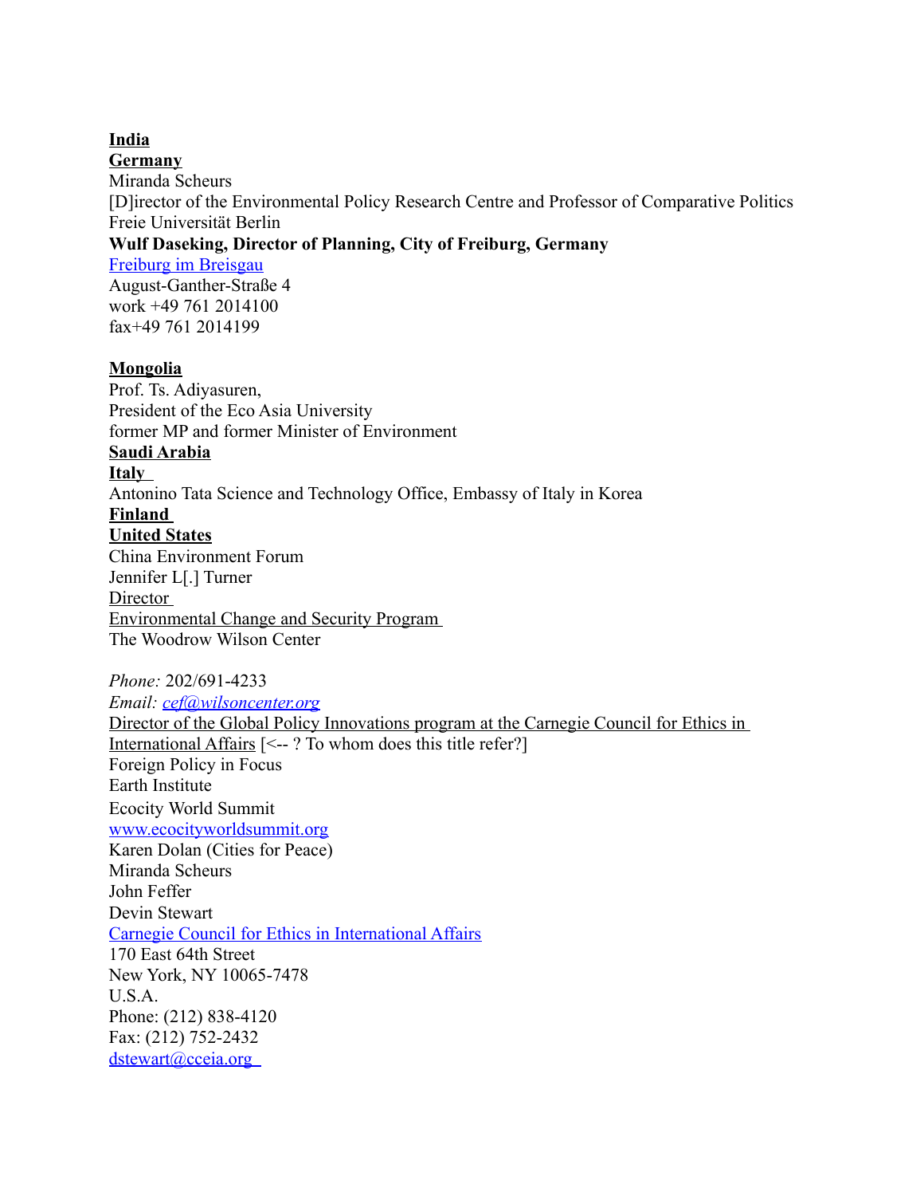**India**

**Germany**

Miranda Scheurs
[D]irector of the Environmental Policy Research Centre and Professor of Comparative Politics
Freie Universität Berlin
**Wulf Daseking, Director of Planning, City of Freiburg, Germany**
Freiburg im Breisgau
August-Ganther-Straße 4
work +49 761 2014100
fax+49 761 2014199

**Mongolia**

Prof. Ts. Adiyasuren,
President of the Eco Asia University
former MP and former Minister of Environment

**Saudi Arabia**

**Italy**

Antonino Tata Science and Technology Office, Embassy of Italy in Korea

**Finland**

**United States**

China Environment Forum
Jennifer L[.] Turner
Director
Environmental Change and Security Program
The Woodrow Wilson Center

*Phone:* 202/691-4233
*Email:* *cef@wilsoncenter.org*
Director of the Global Policy Innovations program at the Carnegie Council for Ethics in International Affairs [<-- ? To whom does this title refer?]
Foreign Policy in Focus
Earth Institute
Ecocity World Summit
www.ecocityworldsummit.org
Karen Dolan (Cities for Peace)
Miranda Scheurs
John Feffer
Devin Stewart
Carnegie Council for Ethics in International Affairs
170 East 64th Street
New York, NY 10065-7478
U.S.A.
Phone: (212) 838-4120
Fax: (212) 752-2432
dstewart@cceia.org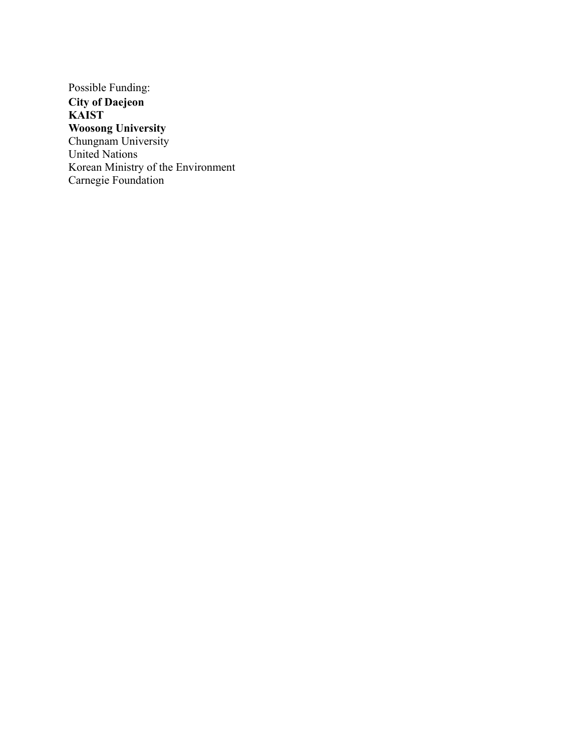Possible Funding:
**City of Daejeon**
**KAIST**
**Woosong University**
Chungnam University
United Nations
Korean Ministry of the Environment
Carnegie Foundation